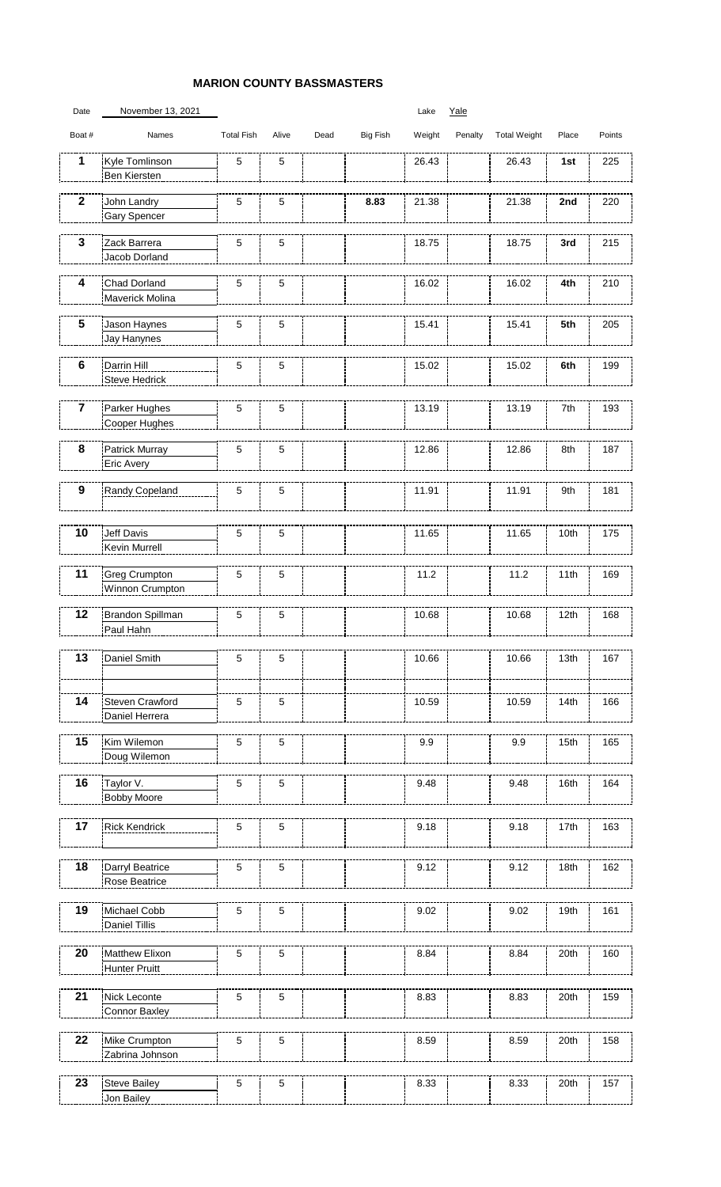## MARION COUNTY BASSMASTERS

Date: November 13, 2021 Lake: Yale

| Boat # | Names | Total Fish | Alive | Dead | Big Fish | Weight | Penalty | Total Weight | Place | Points |
|---|---|---|---|---|---|---|---|---|---|---|
| **1** | Kyle Tomlinson<br>Ben Kiersten | 5 | 5 | | | 26.43 | | 26.43 | **1st** | 225 |
| **2** | John Landry<br>Gary Spencer | 5 | 5 | | **8.83** | 21.38 | | 21.38 | **2nd** | 220 |
| **3** | Zack Barrera<br>Jacob Dorland | 5 | 5 | | | 18.75 | | 18.75 | **3rd** | 215 |
| **4** | Chad Dorland<br>Maverick Molina | 5 | 5 | | | 16.02 | | 16.02 | **4th** | 210 |
| **5** | Jason Haynes<br>Jay Hanynes | 5 | 5 | | | 15.41 | | 15.41 | **5th** | 205 |
| **6** | Darrin Hill<br>Steve Hedrick | 5 | 5 | | | 15.02 | | 15.02 | **6th** | 199 |
| **7** | Parker Hughes<br>Cooper Hughes | 5 | 5 | | | 13.19 | | 13.19 | 7th | 193 |
| **8** | Patrick Murray<br>Eric Avery | 5 | 5 | | | 12.86 | | 12.86 | 8th | 187 |
| **9** | Randy Copeland | 5 | 5 | | | 11.91 | | 11.91 | 9th | 181 |
| **10** | Jeff Davis<br>Kevin Murrell | 5 | 5 | | | 11.65 | | 11.65 | 10th | 175 |
| **11** | Greg Crumpton<br>Winnon Crumpton | 5 | 5 | | | 11.2 | | 11.2 | 11th | 169 |
| **12** | Brandon Spillman<br>Paul Hahn | 5 | 5 | | | 10.68 | | 10.68 | 12th | 168 |
| **13** | Daniel Smith | 5 | 5 | | | 10.66 | | 10.66 | 13th | 167 |
| **14** | Steven Crawford<br>Daniel Herrera | 5 | 5 | | | 10.59 | | 10.59 | 14th | 166 |
| **15** | Kim Wilemon<br>Doug Wilemon | 5 | 5 | | | 9.9 | | 9.9 | 15th | 165 |
| **16** | Taylor V.<br>Bobby Moore | 5 | 5 | | | 9.48 | | 9.48 | 16th | 164 |
| **17** | Rick Kendrick | 5 | 5 | | | 9.18 | | 9.18 | 17th | 163 |
| **18** | Darryl Beatrice<br>Rose Beatrice | 5 | 5 | | | 9.12 | | 9.12 | 18th | 162 |
| **19** | Michael Cobb<br>Daniel Tillis | 5 | 5 | | | 9.02 | | 9.02 | 19th | 161 |
| **20** | Matthew Elixon<br>Hunter Pruitt | 5 | 5 | | | 8.84 | | 8.84 | 20th | 160 |
| **21** | Nick Leconte<br>Connor Baxley | 5 | 5 | | | 8.83 | | 8.83 | 20th | 159 |
| **22** | Mike Crumpton<br>Zabrina Johnson | 5 | 5 | | | 8.59 | | 8.59 | 20th | 158 |
| **23** | Steve Bailey<br>Jon Bailey | 5 | 5 | | | 8.33 | | 8.33 | 20th | 157 |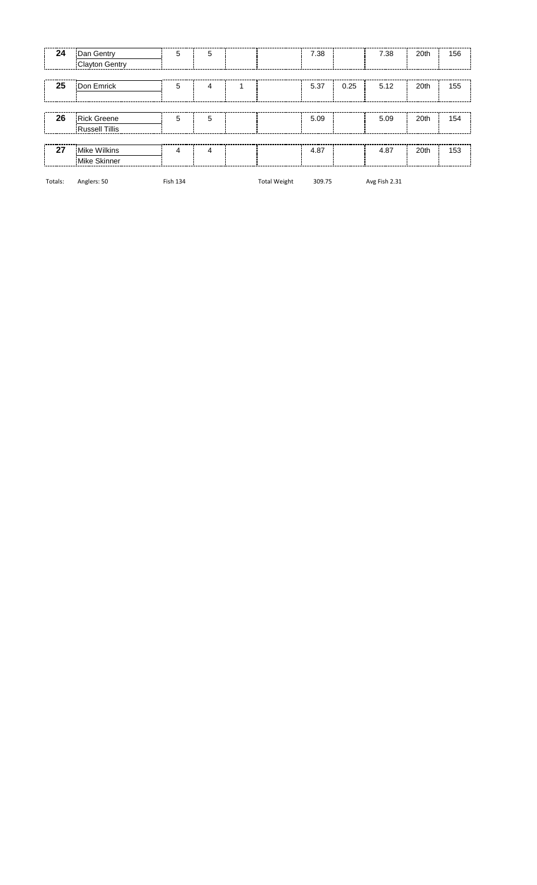| | | | | | | | | | | |
|---|---|---|---|---|---|---|---|---|---|---|
| **24** | Dan Gentry<br>Clayton Gentry | 5 | 5 | | | 7.38 | | 7.38 | 20th | 156 |
| **25** | Don Emrick | 5 | 4 | 1 | | 5.37 | 0.25 | 5.12 | 20th | 155 |
| **26** | Rick Greene<br>Russell Tillis | 5 | 5 | | | 5.09 | | 5.09 | 20th | 154 |
| **27** | Mike Wilkins<br>Mike Skinner | 4 | 4 | | | 4.87 | | 4.87 | 20th | 153 |

Totals: Anglers: 50 Fish 134 Total Weight 309.75 Avg Fish 2.31